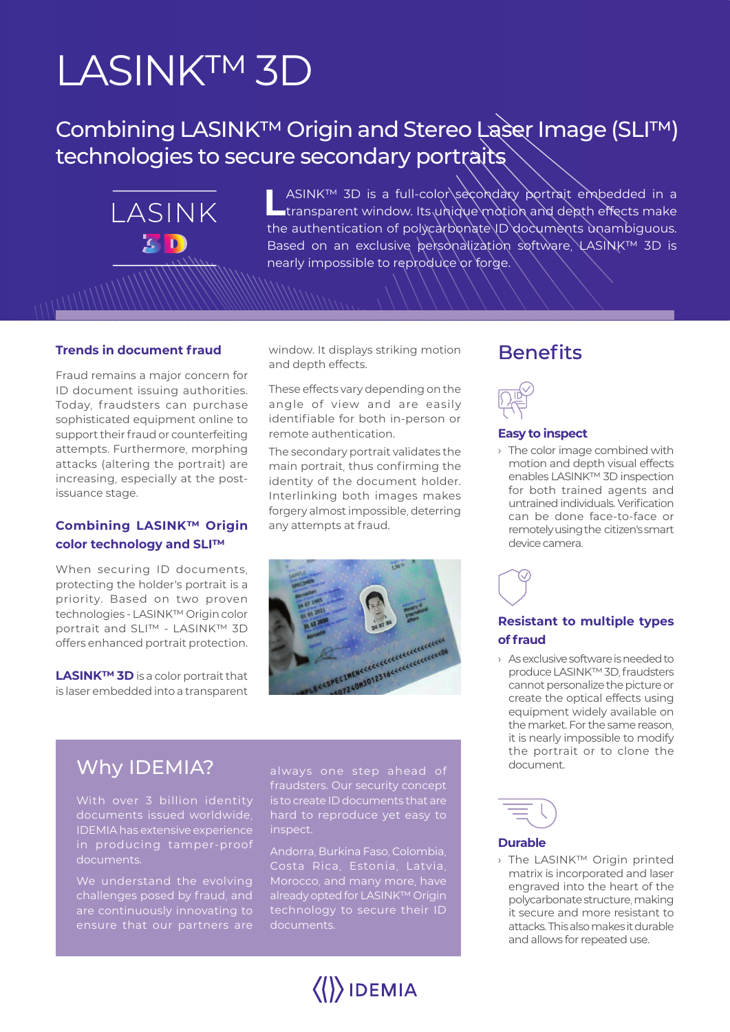# LASINK™ 3D

## Combining LASINK™ Origin and Stereo Laser Image (SLI™) technologies to secure secondary portraits

LASINK™ 3D is a full-color secondary portrait embedded in a transparent window. Its unique motion and depth effects make the authentication of polycarbonate ID documents unambiguous. Based on an exclusive personalization software, LASINK™ 3D is nearly impossible to reproduce or forge.

### Trends in document fraud

Fraud remains a major concern for ID document issuing authorities. Today, fraudsters can purchase sophisticated equipment online to support their fraud or counterfeiting attempts. Furthermore, morphing attacks (altering the portrait) are increasing, especially at the post-issuance stage.

### Combining LASINK™ Origin color technology and SLI™

When securing ID documents, protecting the holder's portrait is a priority. Based on two proven technologies - LASINK™ Origin color portrait and SLI™ - LASINK™ 3D offers enhanced portrait protection.

**LASINK™ 3D** is a color portrait that is laser embedded into a transparent window. It displays striking motion and depth effects.

These effects vary depending on the angle of view and are easily identifiable for both in-person or remote authentication.

The secondary portrait validates the main portrait, thus confirming the identity of the document holder. Interlinking both images makes forgery almost impossible, deterring any attempts at fraud.

## Why IDEMIA?

With over 3 billion identity documents issued worldwide, IDEMIA has extensive experience in producing tamper-proof documents.

We understand the evolving challenges posed by fraud, and are continuously innovating to ensure that our partners are always one step ahead of fraudsters. Our security concept is to create ID documents that are hard to reproduce yet easy to inspect.

Andorra, Burkina Faso, Colombia, Costa Rica, Estonia, Latvia, Morocco, and many more, have already opted for LASINK™ Origin technology to secure their ID documents.

## Benefits

### Easy to inspect

- The color image combined with motion and depth visual effects enables LASINK™ 3D inspection for both trained agents and untrained individuals. Verification can be done face-to-face or remotely using the citizen's smart device camera.

### Resistant to multiple types of fraud

- As exclusive software is needed to produce LASINK™ 3D, fraudsters cannot personalize the picture or create the optical effects using equipment widely available on the market. For the same reason, it is nearly impossible to modify the portrait or to clone the document.

### Durable

- The LASINK™ Origin printed matrix is incorporated and laser engraved into the heart of the polycarbonate structure, making it secure and more resistant to attacks. This also makes it durable and allows for repeated use.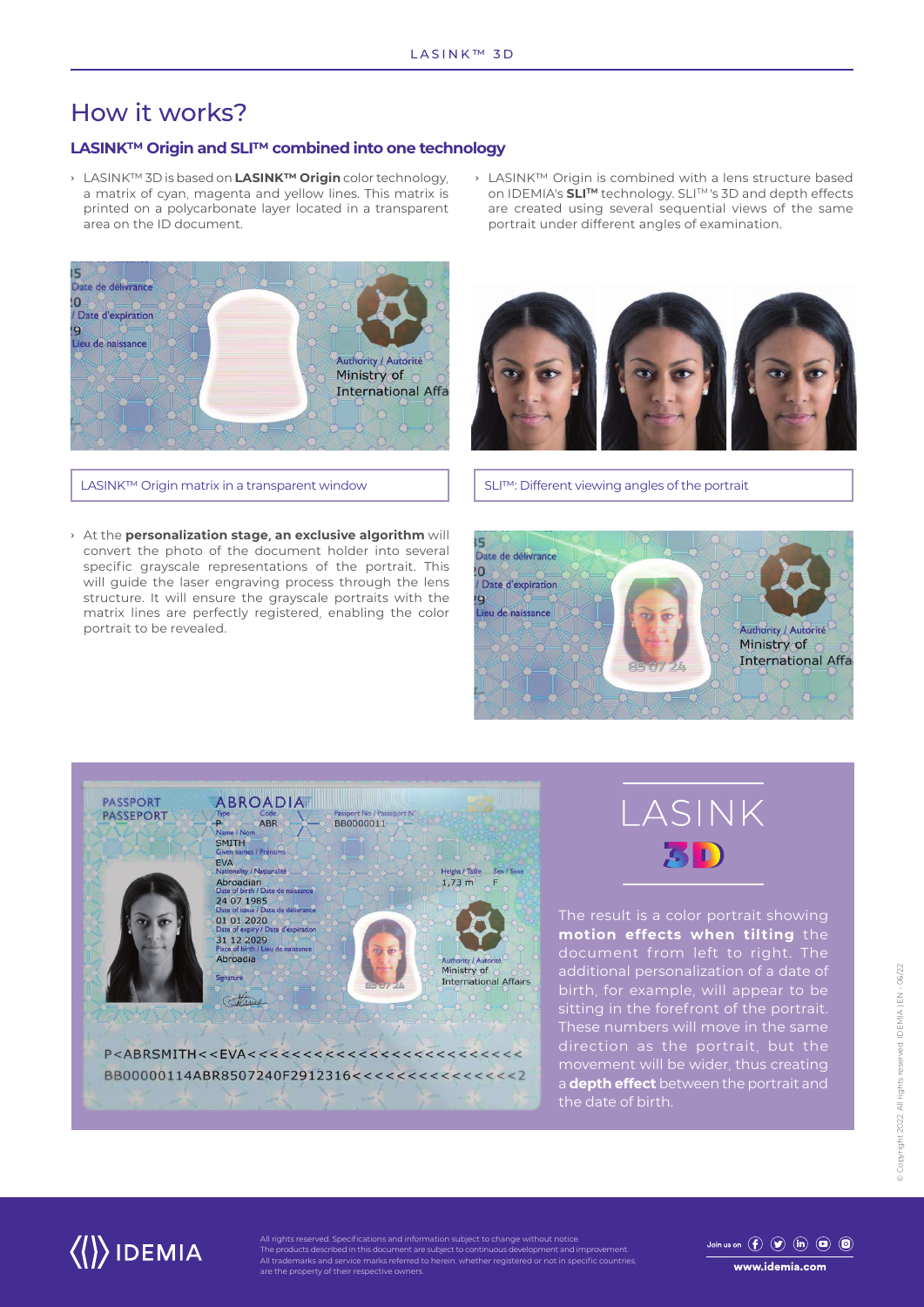# How it works?

## LASINK™ Origin and SLI™ combined into one technology

- LASINK™ 3D is based on **LASINK™ Origin** color technology, a matrix of cyan, magenta and yellow lines. This matrix is printed on a polycarbonate layer located in a transparent area on the ID document.
- LASINK™ Origin is combined with a lens structure based on IDEMIA's **SLI™** technology. SLI™'s 3D and depth effects are created using several sequential views of the same portrait under different angles of examination.

LASINK™ Origin matrix in a transparent window

SLI™: Different viewing angles of the portrait

- At the **personalization stage, an exclusive algorithm** will convert the photo of the document holder into several specific grayscale representations of the portrait. This will guide the laser engraving process through the lens structure. It will ensure the grayscale portraits with the matrix lines are perfectly registered, enabling the color portrait to be revealed.

## LASINK 3D

The result is a color portrait showing **motion effects when tilting** the document from left to right. The additional personalization of a date of birth, for example, will appear to be sitting in the forefront of the portrait. These numbers will move in the same direction as the portrait, but the movement will be wider, thus creating a **depth effect** between the portrait and the date of birth.

All rights reserved. Specifications and information subject to change without notice. The products described in this document are subject to continuous development and improvement. All trademarks and service marks referred to herein, whether registered or not in specific countries, are the property of their respective owners.

Join us on

www.idemia.com

© Copyright 2022. All rights reserved. IDEMIA | EN - 06/22